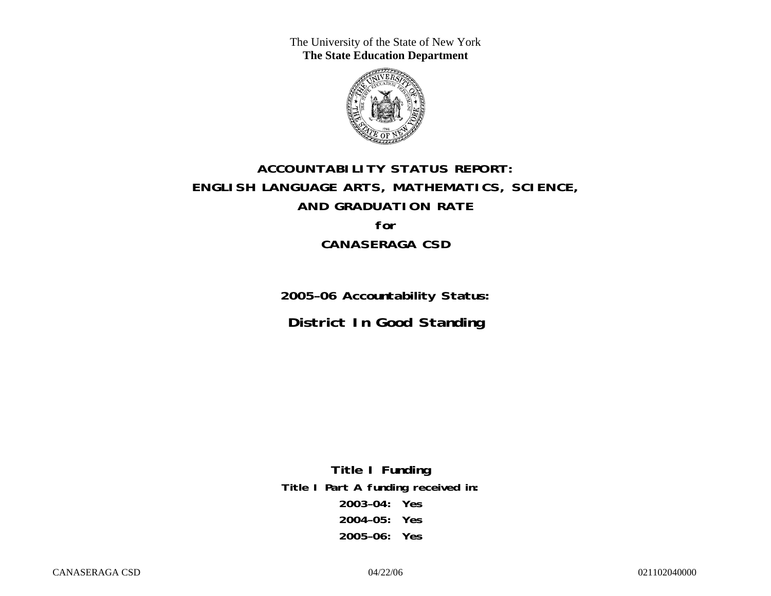The University of the State of New York
**The State Education Department**

# ACCOUNTABILITY STATUS REPORT:
# ENGLISH LANGUAGE ARTS, MATHEMATICS, SCIENCE,
# AND GRADUATION RATE
# for
# CANASERAGA CSD

## 2005–06 Accountability Status:

## District In Good Standing

**Title I Funding**

**Title I Part A funding received in:**

**2003–04: Yes**

**2004–05: Yes**

**2005–06: Yes**

CANASERAGA CSD 04/22/06 021102040000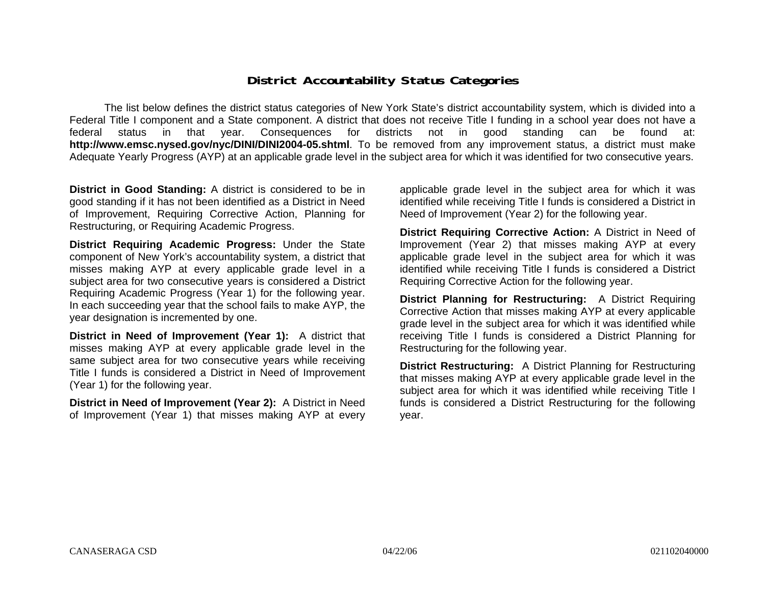# District Accountability Status Categories

The list below defines the district status categories of New York State's district accountability system, which is divided into a Federal Title I component and a State component. A district that does not receive Title I funding in a school year does not have a federal status in that year. Consequences for districts not in good standing can be found at: **http://www.emsc.nysed.gov/nyc/DINI/DINI2004-05.shtml**. To be removed from any improvement status, a district must make Adequate Yearly Progress (AYP) at an applicable grade level in the subject area for which it was identified for two consecutive years.

**District in Good Standing:** A district is considered to be in good standing if it has not been identified as a District in Need of Improvement, Requiring Corrective Action, Planning for Restructuring, or Requiring Academic Progress.

**District Requiring Academic Progress:** Under the State component of New York's accountability system, a district that misses making AYP at every applicable grade level in a subject area for two consecutive years is considered a District Requiring Academic Progress (Year 1) for the following year. In each succeeding year that the school fails to make AYP, the year designation is incremented by one.

**District in Need of Improvement (Year 1):** A district that misses making AYP at every applicable grade level in the same subject area for two consecutive years while receiving Title I funds is considered a District in Need of Improvement (Year 1) for the following year.

**District in Need of Improvement (Year 2):** A District in Need of Improvement (Year 1) that misses making AYP at every applicable grade level in the subject area for which it was identified while receiving Title I funds is considered a District in Need of Improvement (Year 2) for the following year.

**District Requiring Corrective Action:** A District in Need of Improvement (Year 2) that misses making AYP at every applicable grade level in the subject area for which it was identified while receiving Title I funds is considered a District Requiring Corrective Action for the following year.

**District Planning for Restructuring:** A District Requiring Corrective Action that misses making AYP at every applicable grade level in the subject area for which it was identified while receiving Title I funds is considered a District Planning for Restructuring for the following year.

**District Restructuring:** A District Planning for Restructuring that misses making AYP at every applicable grade level in the subject area for which it was identified while receiving Title I funds is considered a District Restructuring for the following year.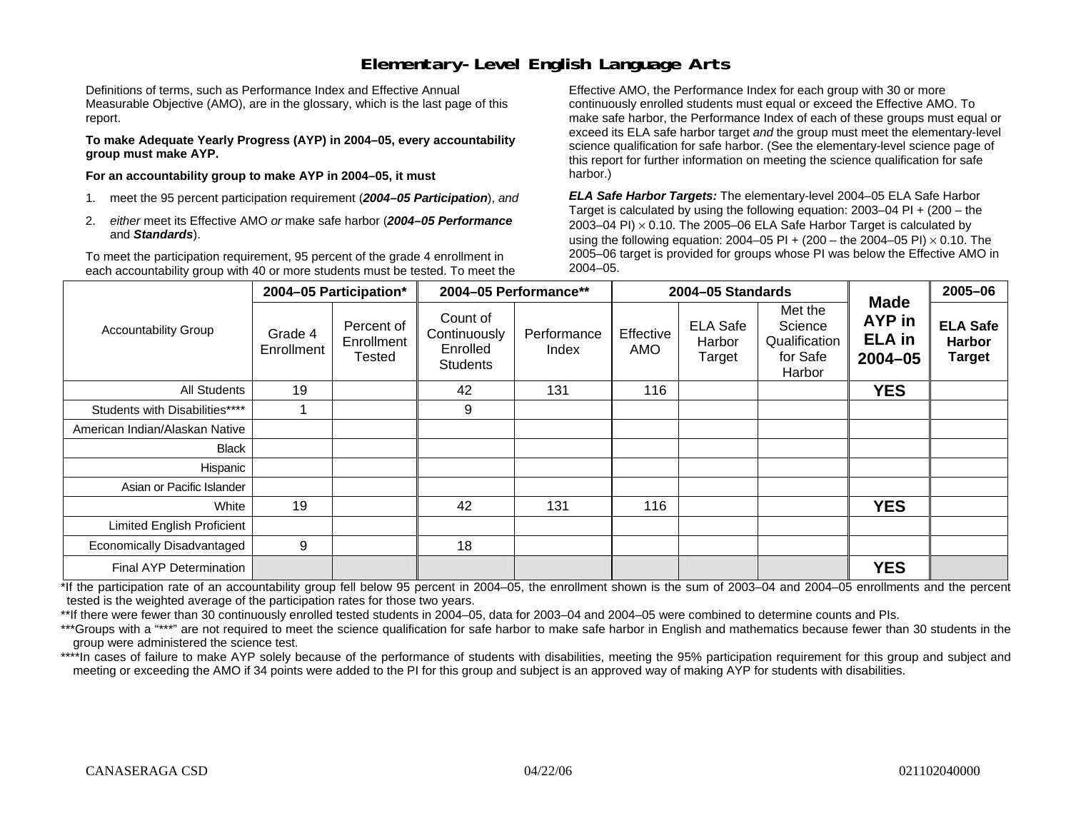# Elementary-Level English Language Arts

Definitions of terms, such as Performance Index and Effective Annual Measurable Objective (AMO), are in the glossary, which is the last page of this report.

**To make Adequate Yearly Progress (AYP) in 2004–05, every accountability group must make AYP.**

**For an accountability group to make AYP in 2004–05, it must**

1. meet the 95 percent participation requirement (***2004–05 Participation***), *and*
2. *either* meet its Effective AMO *or* make safe harbor (***2004–05 Performance*** and ***Standards***).

To meet the participation requirement, 95 percent of the grade 4 enrollment in each accountability group with 40 or more students must be tested. To meet the Effective AMO, the Performance Index for each group with 30 or more continuously enrolled students must equal or exceed the Effective AMO. To make safe harbor, the Performance Index of each of these groups must equal or exceed its ELA safe harbor target *and* the group must meet the elementary-level science qualification for safe harbor. (See the elementary-level science page of this report for further information on meeting the science qualification for safe harbor.)

***ELA Safe Harbor Targets:*** The elementary-level 2004–05 ELA Safe Harbor Target is calculated by using the following equation: 2003–04 PI + (200 – the 2003–04 PI) $\times$ 0.10. The 2005–06 ELA Safe Harbor Target is calculated by using the following equation: 2004–05 PI + (200 – the 2004–05 PI) $\times$ 0.10. The 2005–06 target is provided for groups whose PI was below the Effective AMO in 2004–05.

| Accountability Group | 2004–05 Participation* | | 2004–05 Performance** | | 2004–05 Standards | | | Made AYP in ELA in 2004–05 | 2005–06 |
|---|---|---|---|---|---|---|---|---|---|
| | Grade 4 Enrollment | Percent of Enrollment Tested | Count of Continuously Enrolled Students | Performance Index | Effective AMO | ELA Safe Harbor Target | Met the Science Qualification for Safe Harbor | | ELA Safe Harbor Target |
| All Students | 19 | | 42 | 131 | 116 | | | YES | |
| Students with Disabilities**** | 1 | | 9 | | | | | | |
| American Indian/Alaskan Native | | | | | | | | | |
| Black | | | | | | | | | |
| Hispanic | | | | | | | | | |
| Asian or Pacific Islander | | | | | | | | | |
| White | 19 | | 42 | 131 | 116 | | | YES | |
| Limited English Proficient | | | | | | | | | |
| Economically Disadvantaged | 9 | | 18 | | | | | | |
| Final AYP Determination | | | | | | | | YES | |

*If the participation rate of an accountability group fell below 95 percent in 2004–05, the enrollment shown is the sum of 2003–04 and 2004–05 enrollments and the percent tested is the weighted average of the participation rates for those two years.

**If there were fewer than 30 continuously enrolled tested students in 2004–05, data for 2003–04 and 2004–05 were combined to determine counts and PIs.

***Groups with a "***" are not required to meet the science qualification for safe harbor to make safe harbor in English and mathematics because fewer than 30 students in the group were administered the science test.

****In cases of failure to make AYP solely because of the performance of students with disabilities, meeting the 95% participation requirement for this group and subject and meeting or exceeding the AMO if 34 points were added to the PI for this group and subject is an approved way of making AYP for students with disabilities.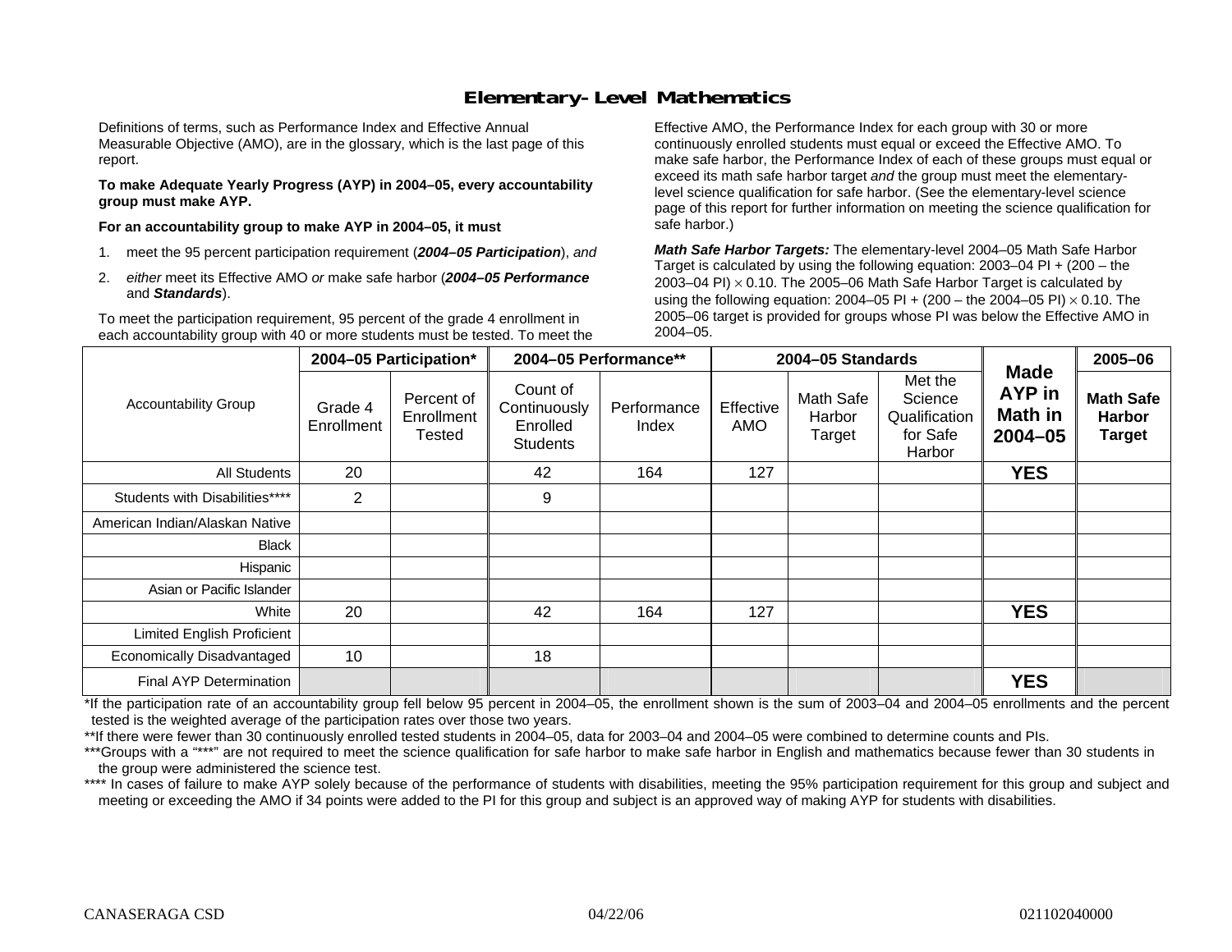## Elementary-Level Mathematics

Definitions of terms, such as Performance Index and Effective Annual Measurable Objective (AMO), are in the glossary, which is the last page of this report.

**To make Adequate Yearly Progress (AYP) in 2004–05, every accountability group must make AYP.**

**For an accountability group to make AYP in 2004–05, it must**

1. meet the 95 percent participation requirement (***2004–05 Participation***), *and*
2. *either* meet its Effective AMO *or* make safe harbor (***2004–05 Performance*** and ***Standards***).

To meet the participation requirement, 95 percent of the grade 4 enrollment in each accountability group with 40 or more students must be tested. To meet the Effective AMO, the Performance Index for each group with 30 or more continuously enrolled students must equal or exceed the Effective AMO. To make safe harbor, the Performance Index of each of these groups must equal or exceed its math safe harbor target *and* the group must meet the elementary-level science qualification for safe harbor. (See the elementary-level science page of this report for further information on meeting the science qualification for safe harbor.)

***Math Safe Harbor Targets:*** The elementary-level 2004–05 Math Safe Harbor Target is calculated by using the following equation: 2003–04 PI + (200 – the 2003–04 PI) $\times$ 0.10. The 2005–06 Math Safe Harbor Target is calculated by using the following equation: 2004–05 PI + (200 – the 2004–05 PI) $\times$ 0.10. The 2005–06 target is provided for groups whose PI was below the Effective AMO in 2004–05.

| Accountability Group | 2004–05 Participation* | | 2004–05 Performance** | | 2004–05 Standards | | | Made AYP in Math in 2004–05 | 2005–06 |
|---|---|---|---|---|---|---|---|---|---|
| | Grade 4 Enrollment | Percent of Enrollment Tested | Count of Continuously Enrolled Students | Performance Index | Effective AMO | Math Safe Harbor Target | Met the Science Qualification for Safe Harbor | | Math Safe Harbor Target |
| All Students | 20 | | 42 | 164 | 127 | | | **YES** | |
| Students with Disabilities**** | 2 | | 9 | | | | | | |
| American Indian/Alaskan Native | | | | | | | | | |
| Black | | | | | | | | | |
| Hispanic | | | | | | | | | |
| Asian or Pacific Islander | | | | | | | | | |
| White | 20 | | 42 | 164 | 127 | | | **YES** | |
| Limited English Proficient | | | | | | | | | |
| Economically Disadvantaged | 10 | | 18 | | | | | | |
| Final AYP Determination | | | | | | | | **YES** | |

*If the participation rate of an accountability group fell below 95 percent in 2004–05, the enrollment shown is the sum of 2003–04 and 2004–05 enrollments and the percent tested is the weighted average of the participation rates over those two years.

**If there were fewer than 30 continuously enrolled tested students in 2004–05, data for 2003–04 and 2004–05 were combined to determine counts and PIs.

***Groups with a "***" are not required to meet the science qualification for safe harbor to make safe harbor in English and mathematics because fewer than 30 students in the group were administered the science test.

**** In cases of failure to make AYP solely because of the performance of students with disabilities, meeting the 95% participation requirement for this group and subject and meeting or exceeding the AMO if 34 points were added to the PI for this group and subject is an approved way of making AYP for students with disabilities.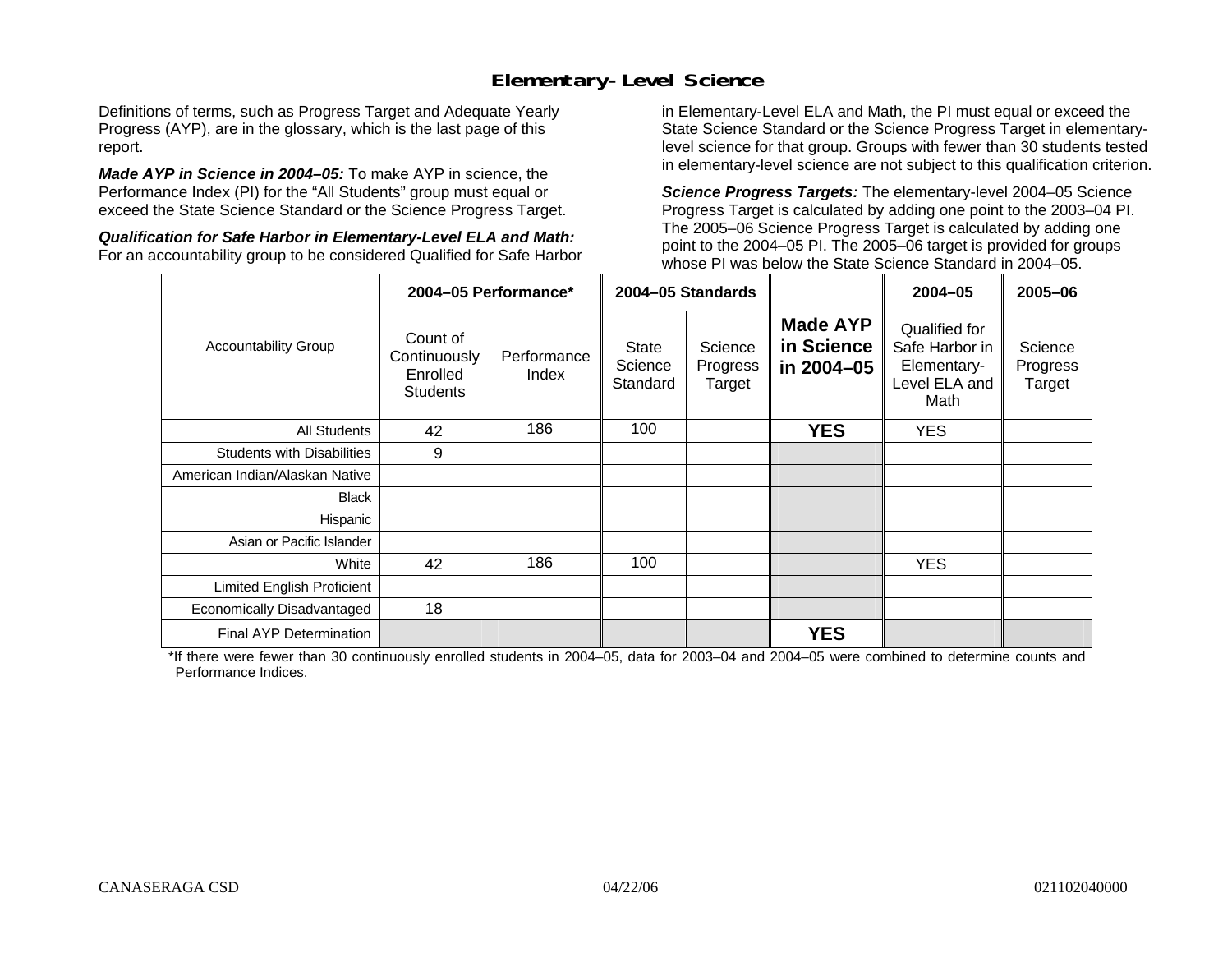## Elementary-Level Science

Definitions of terms, such as Progress Target and Adequate Yearly Progress (AYP), are in the glossary, which is the last page of this report.

***Made AYP in Science in 2004–05:*** To make AYP in science, the Performance Index (PI) for the "All Students" group must equal or exceed the State Science Standard or the Science Progress Target.

***Qualification for Safe Harbor in Elementary-Level ELA and Math:*** For an accountability group to be considered Qualified for Safe Harbor in Elementary-Level ELA and Math, the PI must equal or exceed the State Science Standard or the Science Progress Target in elementary-level science for that group. Groups with fewer than 30 students tested in elementary-level science are not subject to this qualification criterion.

***Science Progress Targets:*** The elementary-level 2004–05 Science Progress Target is calculated by adding one point to the 2003–04 PI. The 2005–06 Science Progress Target is calculated by adding one point to the 2004–05 PI. The 2005–06 target is provided for groups whose PI was below the State Science Standard in 2004–05.

| Accountability Group | 2004–05 Performance* | | 2004–05 Standards | | Made AYP in Science in 2004–05 | 2004–05 | 2005–06 |
|---|---|---|---|---|---|---|---|
| | Count of Continuously Enrolled Students | Performance Index | State Science Standard | Science Progress Target | | Qualified for Safe Harbor in Elementary-Level ELA and Math | Science Progress Target |
| All Students | 42 | 186 | 100 | | **YES** | YES | |
| Students with Disabilities | 9 | | | | | | |
| American Indian/Alaskan Native | | | | | | | |
| Black | | | | | | | |
| Hispanic | | | | | | | |
| Asian or Pacific Islander | | | | | | | |
| White | 42 | 186 | 100 | | | YES | |
| Limited English Proficient | | | | | | | |
| Economically Disadvantaged | 18 | | | | | | |
| Final AYP Determination | | | | | **YES** | | |

*If there were fewer than 30 continuously enrolled students in 2004–05, data for 2003–04 and 2004–05 were combined to determine counts and Performance Indices.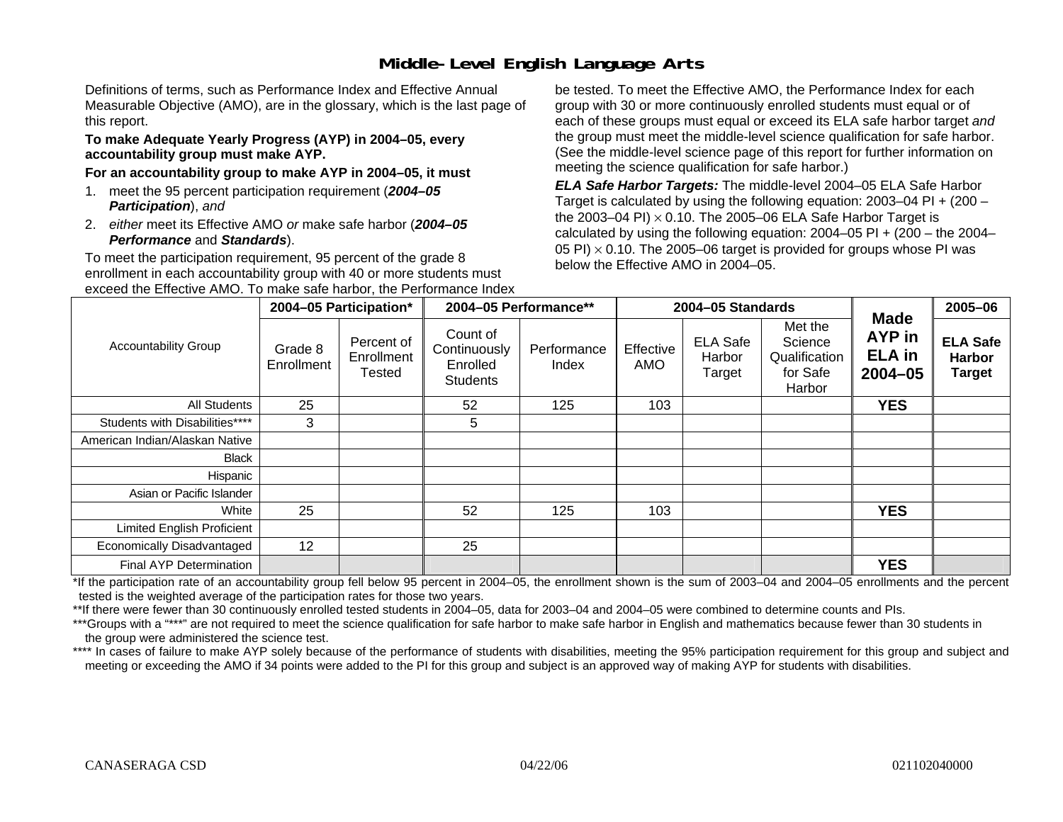# Middle-Level English Language Arts

Definitions of terms, such as Performance Index and Effective Annual Measurable Objective (AMO), are in the glossary, which is the last page of this report.

**To make Adequate Yearly Progress (AYP) in 2004–05, every accountability group must make AYP.**

**For an accountability group to make AYP in 2004–05, it must**

1. meet the 95 percent participation requirement (***2004–05 Participation***), *and*
2. *either* meet its Effective AMO *or* make safe harbor (***2004–05 Performance*** and ***Standards***).

To meet the participation requirement, 95 percent of the grade 8 enrollment in each accountability group with 40 or more students must be tested. To meet the Effective AMO, the Performance Index for each group with 30 or more continuously enrolled students must equal or exceed the Effective AMO. To make safe harbor, the Performance Index of each of these groups must equal or exceed its ELA safe harbor target *and* the group must meet the middle-level science qualification for safe harbor. (See the middle-level science page of this report for further information on meeting the science qualification for safe harbor.)

***ELA Safe Harbor Targets:*** The middle-level 2004–05 ELA Safe Harbor Target is calculated by using the following equation: 2003–04 PI + (200 – the 2003–04 PI) $\times$ 0.10. The 2005–06 ELA Safe Harbor Target is calculated by using the following equation: 2004–05 PI + (200 – the 2004–05 PI) $\times$ 0.10. The 2005–06 target is provided for groups whose PI was below the Effective AMO in 2004–05.

| Accountability Group | 2004–05 Participation* | | 2004–05 Performance** | | 2004–05 Standards | | | Made AYP in ELA in 2004–05 | 2005–06 |
|---|---|---|---|---|---|---|---|---|---|
| | Grade 8 Enrollment | Percent of Enrollment Tested | Count of Continuously Enrolled Students | Performance Index | Effective AMO | ELA Safe Harbor Target | Met the Science Qualification for Safe Harbor | | ELA Safe Harbor Target |
| All Students | 25 | | 52 | 125 | 103 | | | **YES** | |
| Students with Disabilities**** | 3 | | 5 | | | | | | |
| American Indian/Alaskan Native | | | | | | | | | |
| Black | | | | | | | | | |
| Hispanic | | | | | | | | | |
| Asian or Pacific Islander | | | | | | | | | |
| White | 25 | | 52 | 125 | 103 | | | **YES** | |
| Limited English Proficient | | | | | | | | | |
| Economically Disadvantaged | 12 | | 25 | | | | | | |
| Final AYP Determination | | | | | | | | **YES** | |

*If the participation rate of an accountability group fell below 95 percent in 2004–05, the enrollment shown is the sum of 2003–04 and 2004–05 enrollments and the percent tested is the weighted average of the participation rates for those two years.

**If there were fewer than 30 continuously enrolled tested students in 2004–05, data for 2003–04 and 2004–05 were combined to determine counts and PIs.

***Groups with a "***" are not required to meet the science qualification for safe harbor to make safe harbor in English and mathematics because fewer than 30 students in the group were administered the science test.

**** In cases of failure to make AYP solely because of the performance of students with disabilities, meeting the 95% participation requirement for this group and subject and meeting or exceeding the AMO if 34 points were added to the PI for this group and subject is an approved way of making AYP for students with disabilities.

CANASERAGA CSD 04/22/06 021102040000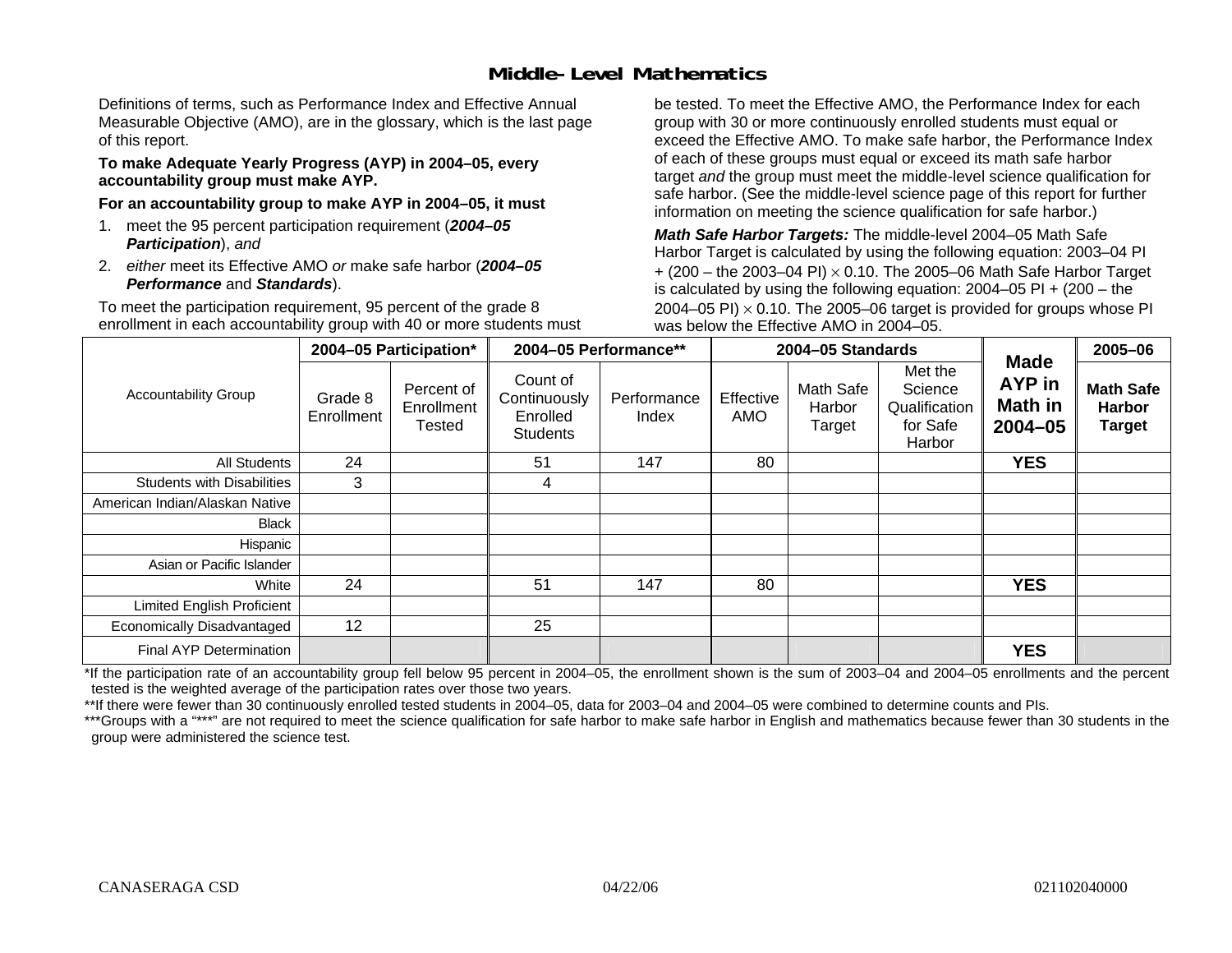# Middle-Level Mathematics

Definitions of terms, such as Performance Index and Effective Annual Measurable Objective (AMO), are in the glossary, which is the last page of this report.

**To make Adequate Yearly Progress (AYP) in 2004–05, every accountability group must make AYP.**

**For an accountability group to make AYP in 2004–05, it must**

1. meet the 95 percent participation requirement (***2004–05 Participation***), *and*
2. *either* meet its Effective AMO *or* make safe harbor (***2004–05 Performance*** and ***Standards***).

To meet the participation requirement, 95 percent of the grade 8 enrollment in each accountability group with 40 or more students must be tested. To meet the Effective AMO, the Performance Index for each group with 30 or more continuously enrolled students must equal or exceed the Effective AMO. To make safe harbor, the Performance Index of each of these groups must equal or exceed its math safe harbor target *and* the group must meet the middle-level science qualification for safe harbor. (See the middle-level science page of this report for further information on meeting the science qualification for safe harbor.)

***Math Safe Harbor Targets:*** The middle-level 2004–05 Math Safe Harbor Target is calculated by using the following equation: 2003–04 PI + (200 – the 2003–04 PI) $\times$ 0.10. The 2005–06 Math Safe Harbor Target is calculated by using the following equation: 2004–05 PI + (200 – the 2004–05 PI) $\times$ 0.10. The 2005–06 target is provided for groups whose PI was below the Effective AMO in 2004–05.

| Accountability Group | 2004–05 Participation* | | 2004–05 Performance** | | 2004–05 Standards | | | Made AYP in Math in 2004–05 | 2005–06 |
|---|---|---|---|---|---|---|---|---|---|
| | Grade 8 Enrollment | Percent of Enrollment Tested | Count of Continuously Enrolled Students | Performance Index | Effective AMO | Math Safe Harbor Target | Met the Science Qualification for Safe Harbor | | Math Safe Harbor Target |
| All Students | 24 | | 51 | 147 | 80 | | | **YES** | |
| Students with Disabilities | 3 | | 4 | | | | | | |
| American Indian/Alaskan Native | | | | | | | | | |
| Black | | | | | | | | | |
| Hispanic | | | | | | | | | |
| Asian or Pacific Islander | | | | | | | | | |
| White | 24 | | 51 | 147 | 80 | | | **YES** | |
| Limited English Proficient | | | | | | | | | |
| Economically Disadvantaged | 12 | | 25 | | | | | | |
| Final AYP Determination | | | | | | | | **YES** | |

*If the participation rate of an accountability group fell below 95 percent in 2004–05, the enrollment shown is the sum of 2003–04 and 2004–05 enrollments and the percent tested is the weighted average of the participation rates over those two years.

**If there were fewer than 30 continuously enrolled tested students in 2004–05, data for 2003–04 and 2004–05 were combined to determine counts and PIs.

***Groups with a "***" are not required to meet the science qualification for safe harbor to make safe harbor in English and mathematics because fewer than 30 students in the group were administered the science test.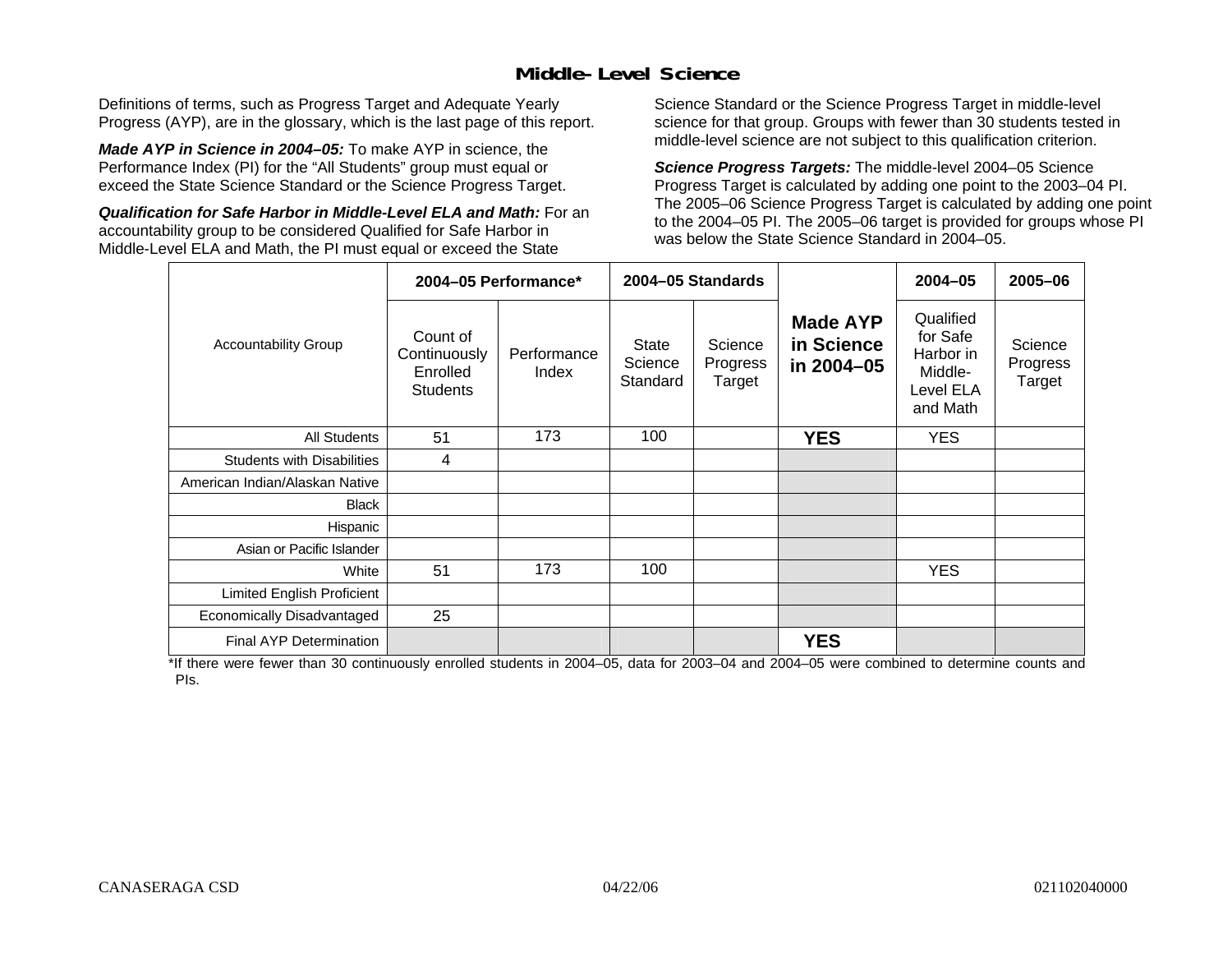# Middle-Level Science

Definitions of terms, such as Progress Target and Adequate Yearly Progress (AYP), are in the glossary, which is the last page of this report.

***Made AYP in Science in 2004–05:*** To make AYP in science, the Performance Index (PI) for the "All Students" group must equal or exceed the State Science Standard or the Science Progress Target.

***Qualification for Safe Harbor in Middle-Level ELA and Math:*** For an accountability group to be considered Qualified for Safe Harbor in Middle-Level ELA and Math, the PI must equal or exceed the State Science Standard or the Science Progress Target in middle-level science for that group. Groups with fewer than 30 students tested in middle-level science are not subject to this qualification criterion.

***Science Progress Targets:*** The middle-level 2004–05 Science Progress Target is calculated by adding one point to the 2003–04 PI. The 2005–06 Science Progress Target is calculated by adding one point to the 2004–05 PI. The 2005–06 target is provided for groups whose PI was below the State Science Standard in 2004–05.

| Accountability Group | 2004–05 Performance* | | 2004–05 Standards | | Made AYP in Science in 2004–05 | 2004–05 | 2005–06 |
|---|---|---|---|---|---|---|---|
| | Count of Continuously Enrolled Students | Performance Index | State Science Standard | Science Progress Target | | Qualified for Safe Harbor in Middle-Level ELA and Math | Science Progress Target |
| All Students | 51 | 173 | 100 | | **YES** | YES | |
| Students with Disabilities | 4 | | | | | | |
| American Indian/Alaskan Native | | | | | | | |
| Black | | | | | | | |
| Hispanic | | | | | | | |
| Asian or Pacific Islander | | | | | | | |
| White | 51 | 173 | 100 | | | YES | |
| Limited English Proficient | | | | | | | |
| Economically Disadvantaged | 25 | | | | | | |
| Final AYP Determination | | | | | **YES** | | |

*If there were fewer than 30 continuously enrolled students in 2004–05, data for 2003–04 and 2004–05 were combined to determine counts and PIs.

CANASERAGA CSD 04/22/06 021102040000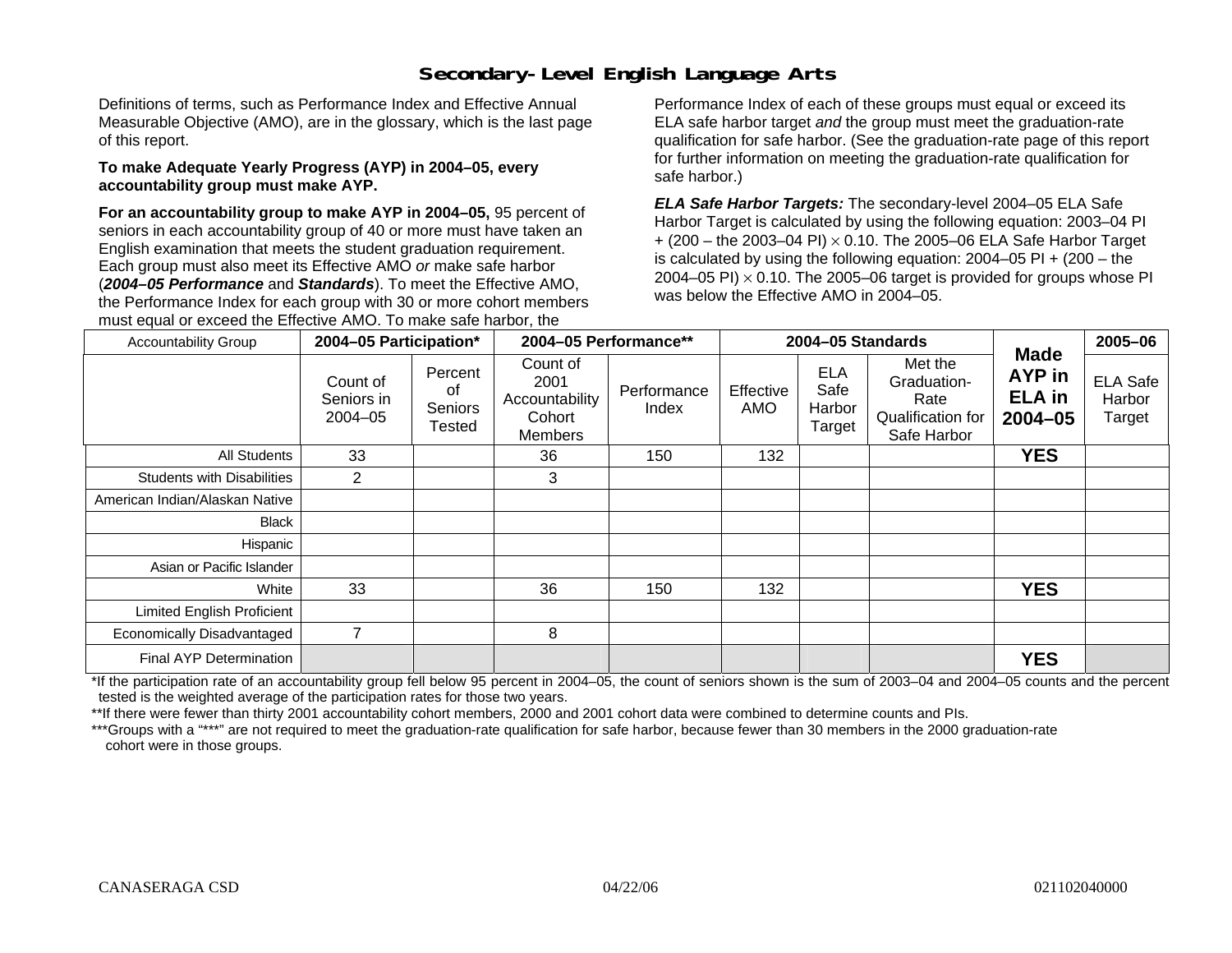# Secondary-Level English Language Arts

Definitions of terms, such as Performance Index and Effective Annual Measurable Objective (AMO), are in the glossary, which is the last page of this report.

**To make Adequate Yearly Progress (AYP) in 2004–05, every accountability group must make AYP.**

**For an accountability group to make AYP in 2004–05,** 95 percent of seniors in each accountability group of 40 or more must have taken an English examination that meets the student graduation requirement. Each group must also meet its Effective AMO *or* make safe harbor (***2004–05 Performance*** and ***Standards***). To meet the Effective AMO, the Performance Index for each group with 30 or more cohort members must equal or exceed the Effective AMO. To make safe harbor, the Performance Index of each of these groups must equal or exceed its ELA safe harbor target *and* the group must meet the graduation-rate qualification for safe harbor. (See the graduation-rate page of this report for further information on meeting the graduation-rate qualification for safe harbor.)

***ELA Safe Harbor Targets:*** The secondary-level 2004–05 ELA Safe Harbor Target is calculated by using the following equation: 2003–04 PI + (200 – the 2003–04 PI) $\times$ 0.10. The 2005–06 ELA Safe Harbor Target is calculated by using the following equation: 2004–05 PI + (200 – the 2004–05 PI) $\times$ 0.10. The 2005–06 target is provided for groups whose PI was below the Effective AMO in 2004–05.

| Accountability Group | 2004–05 Participation* | | 2004–05 Performance** | | 2004–05 Standards | | | Made AYP in ELA in 2004–05 | 2005–06 |
|---|---|---|---|---|---|---|---|---|---|
| | Count of Seniors in 2004–05 | Percent of Seniors Tested | Count of 2001 Accountability Cohort Members | Performance Index | Effective AMO | ELA Safe Harbor Target | Met the Graduation-Rate Qualification for Safe Harbor | | ELA Safe Harbor Target |
| All Students | 33 | | 36 | 150 | 132 | | | **YES** | |
| Students with Disabilities | 2 | | 3 | | | | | | |
| American Indian/Alaskan Native | | | | | | | | | |
| Black | | | | | | | | | |
| Hispanic | | | | | | | | | |
| Asian or Pacific Islander | | | | | | | | | |
| White | 33 | | 36 | 150 | 132 | | | **YES** | |
| Limited English Proficient | | | | | | | | | |
| Economically Disadvantaged | 7 | | 8 | | | | | | |
| Final AYP Determination | | | | | | | | **YES** | |

*If the participation rate of an accountability group fell below 95 percent in 2004–05, the count of seniors shown is the sum of 2003–04 and 2004–05 counts and the percent tested is the weighted average of the participation rates for those two years.

**If there were fewer than thirty 2001 accountability cohort members, 2000 and 2001 cohort data were combined to determine counts and PIs.

***Groups with a "***" are not required to meet the graduation-rate qualification for safe harbor, because fewer than 30 members in the 2000 graduation-rate cohort were in those groups.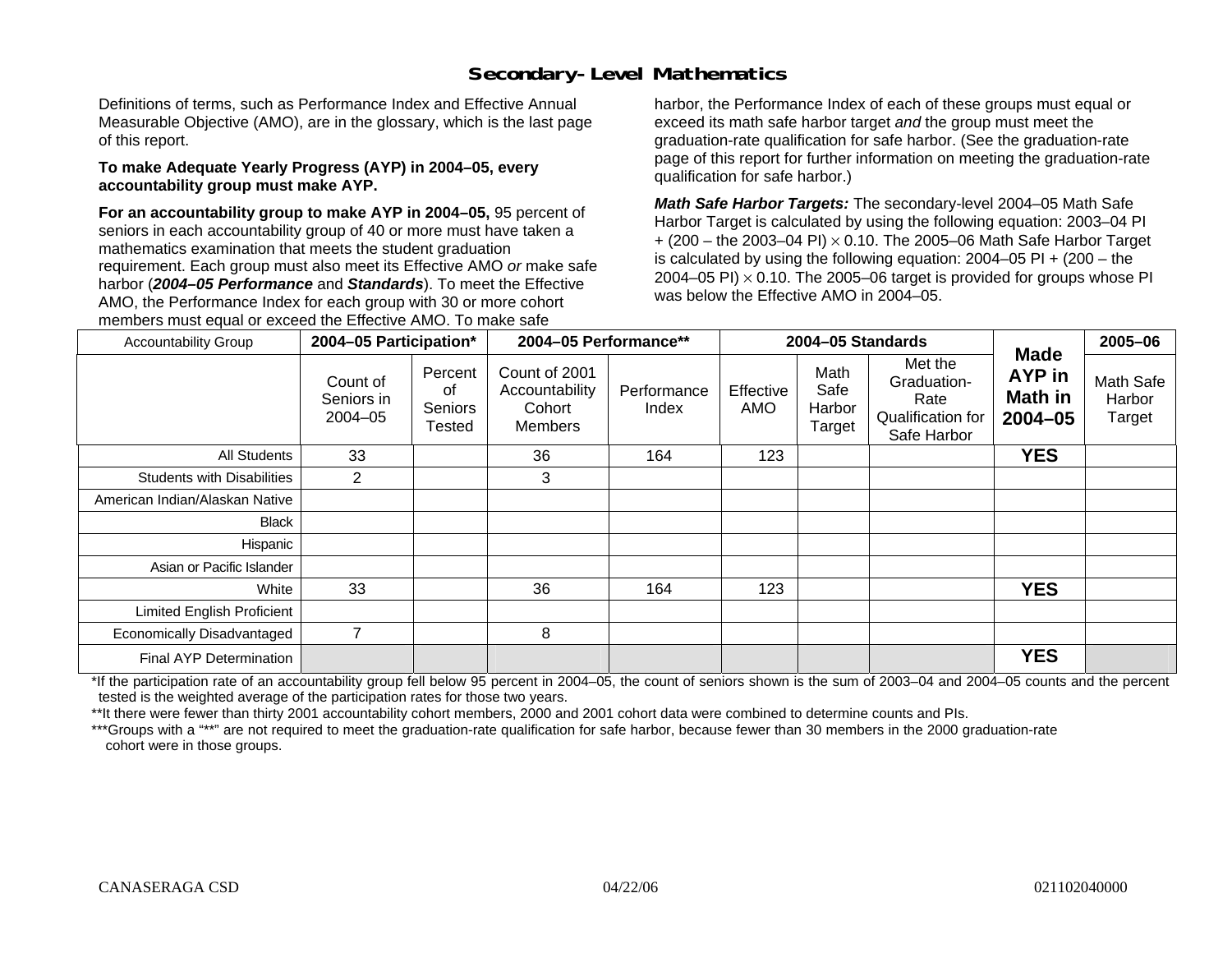# Secondary-Level Mathematics

Definitions of terms, such as Performance Index and Effective Annual Measurable Objective (AMO), are in the glossary, which is the last page of this report.

**To make Adequate Yearly Progress (AYP) in 2004–05, every accountability group must make AYP.**

**For an accountability group to make AYP in 2004–05,** 95 percent of seniors in each accountability group of 40 or more must have taken a mathematics examination that meets the student graduation requirement. Each group must also meet its Effective AMO *or* make safe harbor (***2004–05 Performance*** and ***Standards***). To meet the Effective AMO, the Performance Index for each group with 30 or more cohort members must equal or exceed the Effective AMO. To make safe harbor, the Performance Index of each of these groups must equal or exceed its math safe harbor target *and* the group must meet the graduation-rate qualification for safe harbor. (See the graduation-rate page of this report for further information on meeting the graduation-rate qualification for safe harbor.)

***Math Safe Harbor Targets:*** The secondary-level 2004–05 Math Safe Harbor Target is calculated by using the following equation: 2003–04 PI + (200 – the 2003–04 PI) × 0.10. The 2005–06 Math Safe Harbor Target is calculated by using the following equation: 2004–05 PI + (200 – the 2004–05 PI) × 0.10. The 2005–06 target is provided for groups whose PI was below the Effective AMO in 2004–05.

| Accountability Group | 2004–05 Participation* | | 2004–05 Performance** | | 2004–05 Standards | | | Made AYP in Math in 2004–05 | 2005–06 |
|---|---|---|---|---|---|---|---|---|---|
| | Count of Seniors in 2004–05 | Percent of Seniors Tested | Count of 2001 Accountability Cohort Members | Performance Index | Effective AMO | Math Safe Harbor Target | Met the Graduation-Rate Qualification for Safe Harbor | | Math Safe Harbor Target |
| All Students | 33 | | 36 | 164 | 123 | | | **YES** | |
| Students with Disabilities | 2 | | 3 | | | | | | |
| American Indian/Alaskan Native | | | | | | | | | |
| Black | | | | | | | | | |
| Hispanic | | | | | | | | | |
| Asian or Pacific Islander | | | | | | | | | |
| White | 33 | | 36 | 164 | 123 | | | **YES** | |
| Limited English Proficient | | | | | | | | | |
| Economically Disadvantaged | 7 | | 8 | | | | | | |
| Final AYP Determination | | | | | | | | **YES** | |

*If the participation rate of an accountability group fell below 95 percent in 2004–05, the count of seniors shown is the sum of 2003–04 and 2004–05 counts and the percent tested is the weighted average of the participation rates for those two years.

**It there were fewer than thirty 2001 accountability cohort members, 2000 and 2001 cohort data were combined to determine counts and PIs.

***Groups with a "**" are not required to meet the graduation-rate qualification for safe harbor, because fewer than 30 members in the 2000 graduation-rate cohort were in those groups.

CANASERAGA CSD 04/22/06 021102040000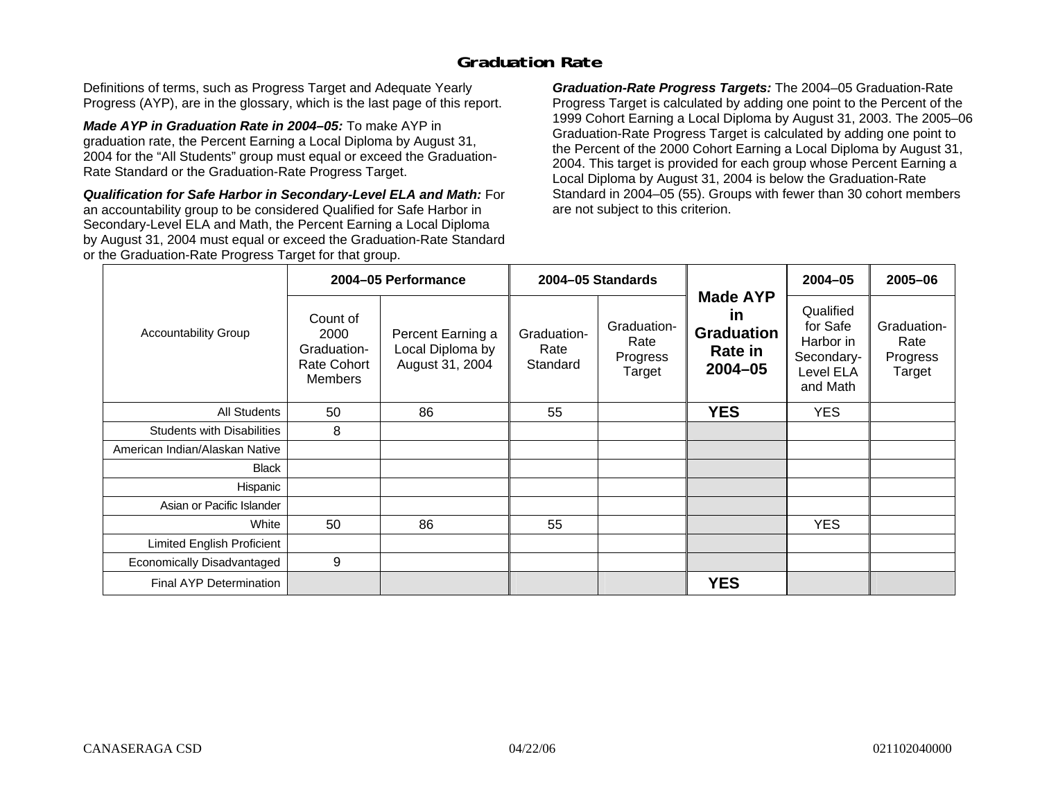## Graduation Rate

Definitions of terms, such as Progress Target and Adequate Yearly Progress (AYP), are in the glossary, which is the last page of this report.

***Made AYP in Graduation Rate in 2004–05:*** To make AYP in graduation rate, the Percent Earning a Local Diploma by August 31, 2004 for the "All Students" group must equal or exceed the Graduation-Rate Standard or the Graduation-Rate Progress Target.

***Qualification for Safe Harbor in Secondary-Level ELA and Math:*** For an accountability group to be considered Qualified for Safe Harbor in Secondary-Level ELA and Math, the Percent Earning a Local Diploma by August 31, 2004 must equal or exceed the Graduation-Rate Standard or the Graduation-Rate Progress Target for that group.

***Graduation-Rate Progress Targets:*** The 2004–05 Graduation-Rate Progress Target is calculated by adding one point to the Percent of the 1999 Cohort Earning a Local Diploma by August 31, 2003. The 2005–06 Graduation-Rate Progress Target is calculated by adding one point to the Percent of the 2000 Cohort Earning a Local Diploma by August 31, 2004. This target is provided for each group whose Percent Earning a Local Diploma by August 31, 2004 is below the Graduation-Rate Standard in 2004–05 (55). Groups with fewer than 30 cohort members are not subject to this criterion.

| Accountability Group | 2004–05 Performance | | 2004–05 Standards | | Made AYP in Graduation Rate in 2004–05 | 2004–05 | 2005–06 |
|---|---|---|---|---|---|---|---|
| | Count of 2000 Graduation-Rate Cohort Members | Percent Earning a Local Diploma by August 31, 2004 | Graduation-Rate Standard | Graduation-Rate Progress Target | | Qualified for Safe Harbor in Secondary-Level ELA and Math | Graduation-Rate Progress Target |
| All Students | 50 | 86 | 55 | | **YES** | YES | |
| Students with Disabilities | 8 | | | | | | |
| American Indian/Alaskan Native | | | | | | | |
| Black | | | | | | | |
| Hispanic | | | | | | | |
| Asian or Pacific Islander | | | | | | | |
| White | 50 | 86 | 55 | | | YES | |
| Limited English Proficient | | | | | | | |
| Economically Disadvantaged | 9 | | | | | | |
| Final AYP Determination | | | | | **YES** | | |

CANASERAGA CSD 04/22/06 021102040000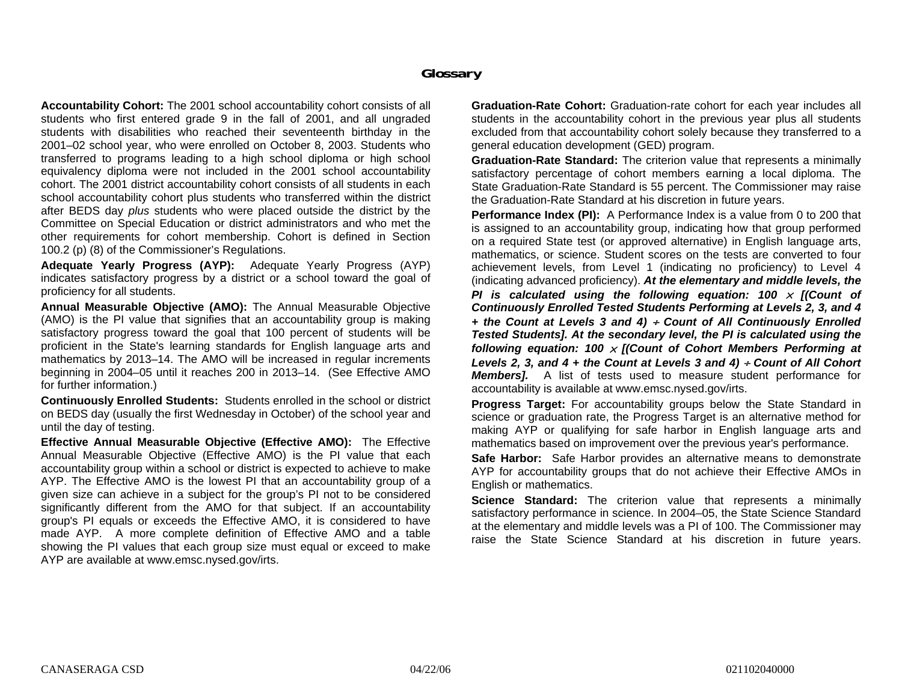## Glossary

**Accountability Cohort:** The 2001 school accountability cohort consists of all students who first entered grade 9 in the fall of 2001, and all ungraded students with disabilities who reached their seventeenth birthday in the 2001–02 school year, who were enrolled on October 8, 2003. Students who transferred to programs leading to a high school diploma or high school equivalency diploma were not included in the 2001 school accountability cohort. The 2001 district accountability cohort consists of all students in each school accountability cohort plus students who transferred within the district after BEDS day *plus* students who were placed outside the district by the Committee on Special Education or district administrators and who met the other requirements for cohort membership. Cohort is defined in Section 100.2 (p) (8) of the Commissioner's Regulations.

**Adequate Yearly Progress (AYP):** Adequate Yearly Progress (AYP) indicates satisfactory progress by a district or a school toward the goal of proficiency for all students.

**Annual Measurable Objective (AMO):** The Annual Measurable Objective (AMO) is the PI value that signifies that an accountability group is making satisfactory progress toward the goal that 100 percent of students will be proficient in the State's learning standards for English language arts and mathematics by 2013–14. The AMO will be increased in regular increments beginning in 2004–05 until it reaches 200 in 2013–14. (See Effective AMO for further information.)

**Continuously Enrolled Students:** Students enrolled in the school or district on BEDS day (usually the first Wednesday in October) of the school year and until the day of testing.

**Effective Annual Measurable Objective (Effective AMO):** The Effective Annual Measurable Objective (Effective AMO) is the PI value that each accountability group within a school or district is expected to achieve to make AYP. The Effective AMO is the lowest PI that an accountability group of a given size can achieve in a subject for the group's PI not to be considered significantly different from the AMO for that subject. If an accountability group's PI equals or exceeds the Effective AMO, it is considered to have made AYP. A more complete definition of Effective AMO and a table showing the PI values that each group size must equal or exceed to make AYP are available at www.emsc.nysed.gov/irts.

**Graduation-Rate Cohort:** Graduation-rate cohort for each year includes all students in the accountability cohort in the previous year plus all students excluded from that accountability cohort solely because they transferred to a general education development (GED) program.

**Graduation-Rate Standard:** The criterion value that represents a minimally satisfactory percentage of cohort members earning a local diploma. The State Graduation-Rate Standard is 55 percent. The Commissioner may raise the Graduation-Rate Standard at his discretion in future years.

**Performance Index (PI):** A Performance Index is a value from 0 to 200 that is assigned to an accountability group, indicating how that group performed on a required State test (or approved alternative) in English language arts, mathematics, or science. Student scores on the tests are converted to four achievement levels, from Level 1 (indicating no proficiency) to Level 4 (indicating advanced proficiency). ***At the elementary and middle levels, the PI is calculated using the following equation: 100 × [(Count of Continuously Enrolled Tested Students Performing at Levels 2, 3, and 4 + the Count at Levels 3 and 4) ÷ Count of All Continuously Enrolled Tested Students]. At the secondary level, the PI is calculated using the following equation: 100 × [(Count of Cohort Members Performing at Levels 2, 3, and 4 + the Count at Levels 3 and 4) ÷ Count of All Cohort Members].*** A list of tests used to measure student performance for accountability is available at www.emsc.nysed.gov/irts.

**Progress Target:** For accountability groups below the State Standard in science or graduation rate, the Progress Target is an alternative method for making AYP or qualifying for safe harbor in English language arts and mathematics based on improvement over the previous year's performance.

**Safe Harbor:** Safe Harbor provides an alternative means to demonstrate AYP for accountability groups that do not achieve their Effective AMOs in English or mathematics.

**Science Standard:** The criterion value that represents a minimally satisfactory performance in science. In 2004–05, the State Science Standard at the elementary and middle levels was a PI of 100. The Commissioner may raise the State Science Standard at his discretion in future years.